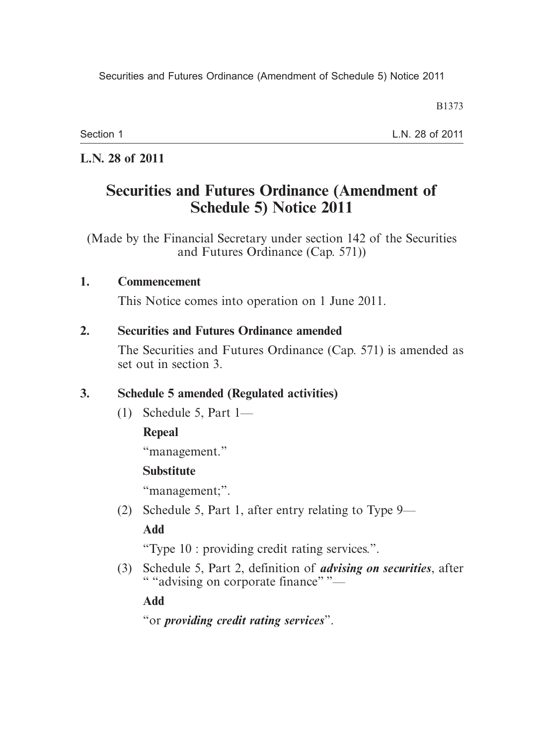**L.N. 28 of 2011**

# Securities and Futures Ordinance (Amendment of Schedule 5) Notice 2011

(Made by the Financial Secretary under section 142 of the Securities and Futures Ordinance (Cap. 571))

## 1. Commencement

This Notice comes into operation on 1 June 2011.

## 2. Securities and Futures Ordinance amended

The Securities and Futures Ordinance (Cap. 571) is amended as set out in section 3.

## 3. Schedule 5 amended (Regulated activities)

(1) Schedule 5, Part 1—

**Repeal**

"management."

**Substitute**

"management;".

(2) Schedule 5, Part 1, after entry relating to Type 9—

**Add**

"Type 10 : providing credit rating services.".

(3) Schedule 5, Part 2, definition of ***advising on securities***, after " "advising on corporate finance" "—

**Add**

"or ***providing credit rating services***".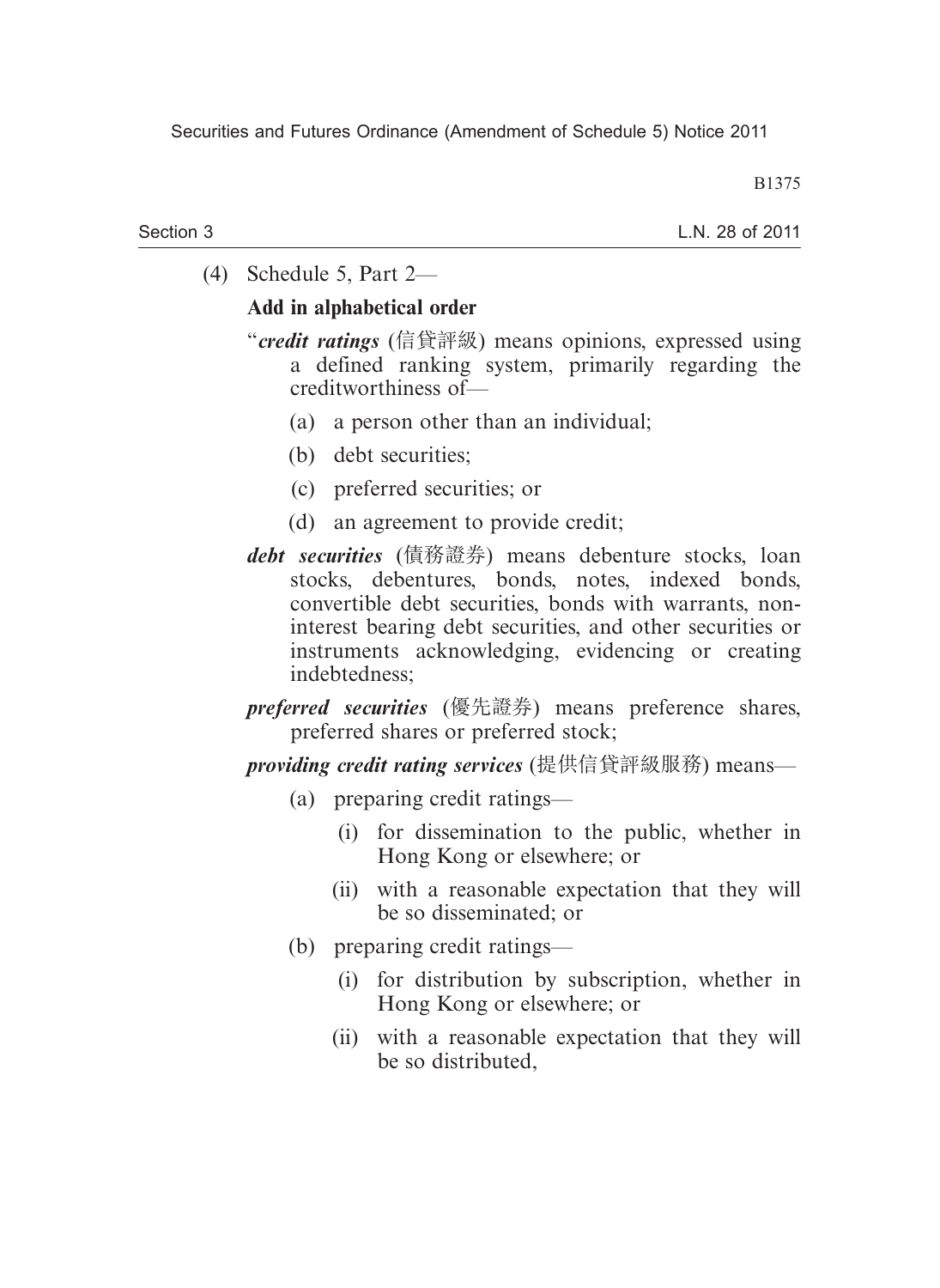(4) Schedule 5, Part 2—

**Add in alphabetical order**

"***credit ratings*** (信貸評級) means opinions, expressed using a defined ranking system, primarily regarding the creditworthiness of—

- (a) a person other than an individual;
- (b) debt securities;
- (c) preferred securities; or
- (d) an agreement to provide credit;

***debt securities*** (債務證券) means debenture stocks, loan stocks, debentures, bonds, notes, indexed bonds, convertible debt securities, bonds with warrants, non-interest bearing debt securities, and other securities or instruments acknowledging, evidencing or creating indebtedness;

***preferred securities*** (優先證券) means preference shares, preferred shares or preferred stock;

***providing credit rating services*** (提供信貸評級服務) means—

- (a) preparing credit ratings—
  - (i) for dissemination to the public, whether in Hong Kong or elsewhere; or
  - (ii) with a reasonable expectation that they will be so disseminated; or
- (b) preparing credit ratings—
  - (i) for distribution by subscription, whether in Hong Kong or elsewhere; or
  - (ii) with a reasonable expectation that they will be so distributed,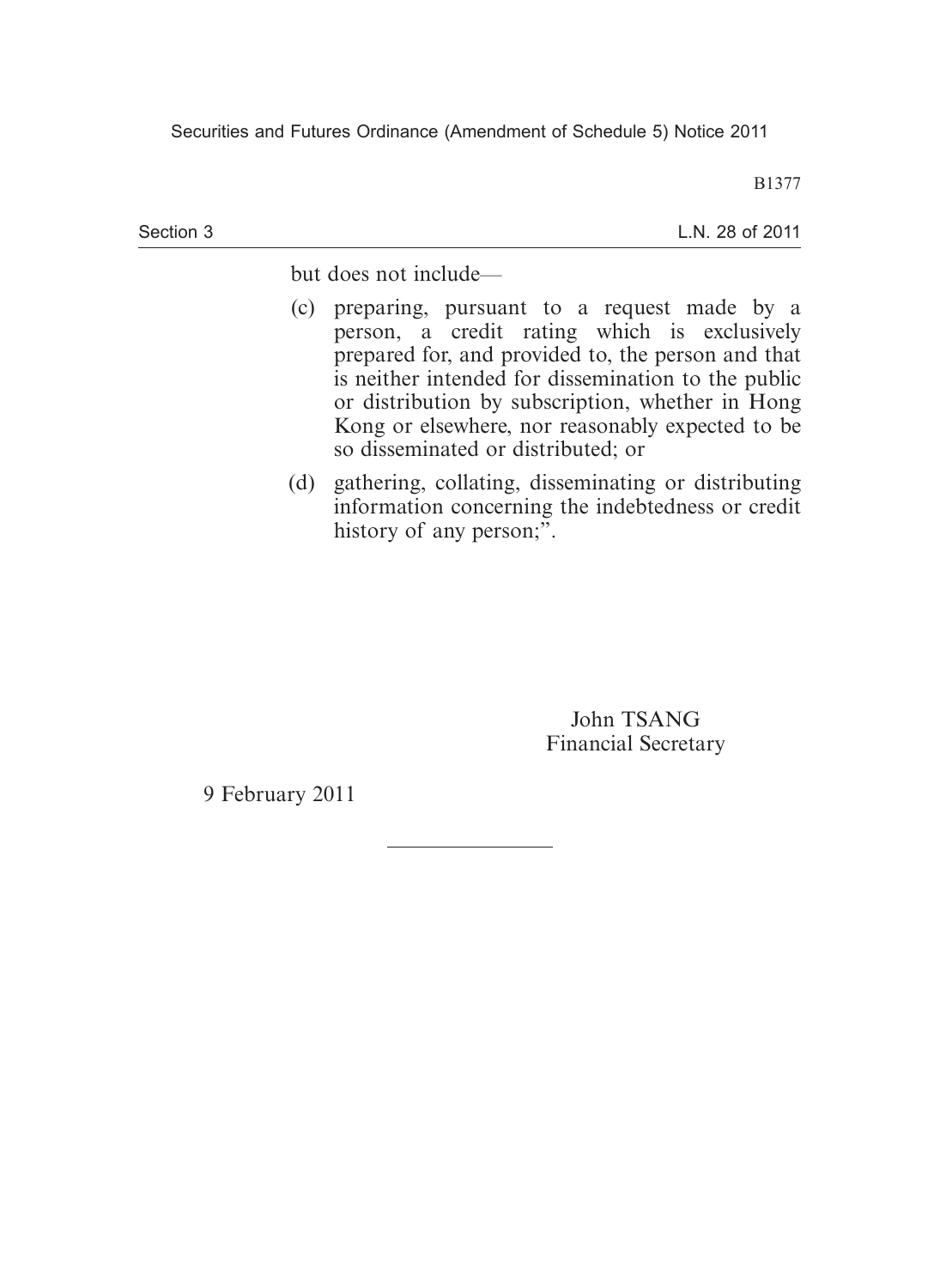but does not include—

(c) preparing, pursuant to a request made by a person, a credit rating which is exclusively prepared for, and provided to, the person and that is neither intended for dissemination to the public or distribution by subscription, whether in Hong Kong or elsewhere, nor reasonably expected to be so disseminated or distributed; or

(d) gathering, collating, disseminating or distributing information concerning the indebtedness or credit history of any person;".

John TSANG
Financial Secretary

9 February 2011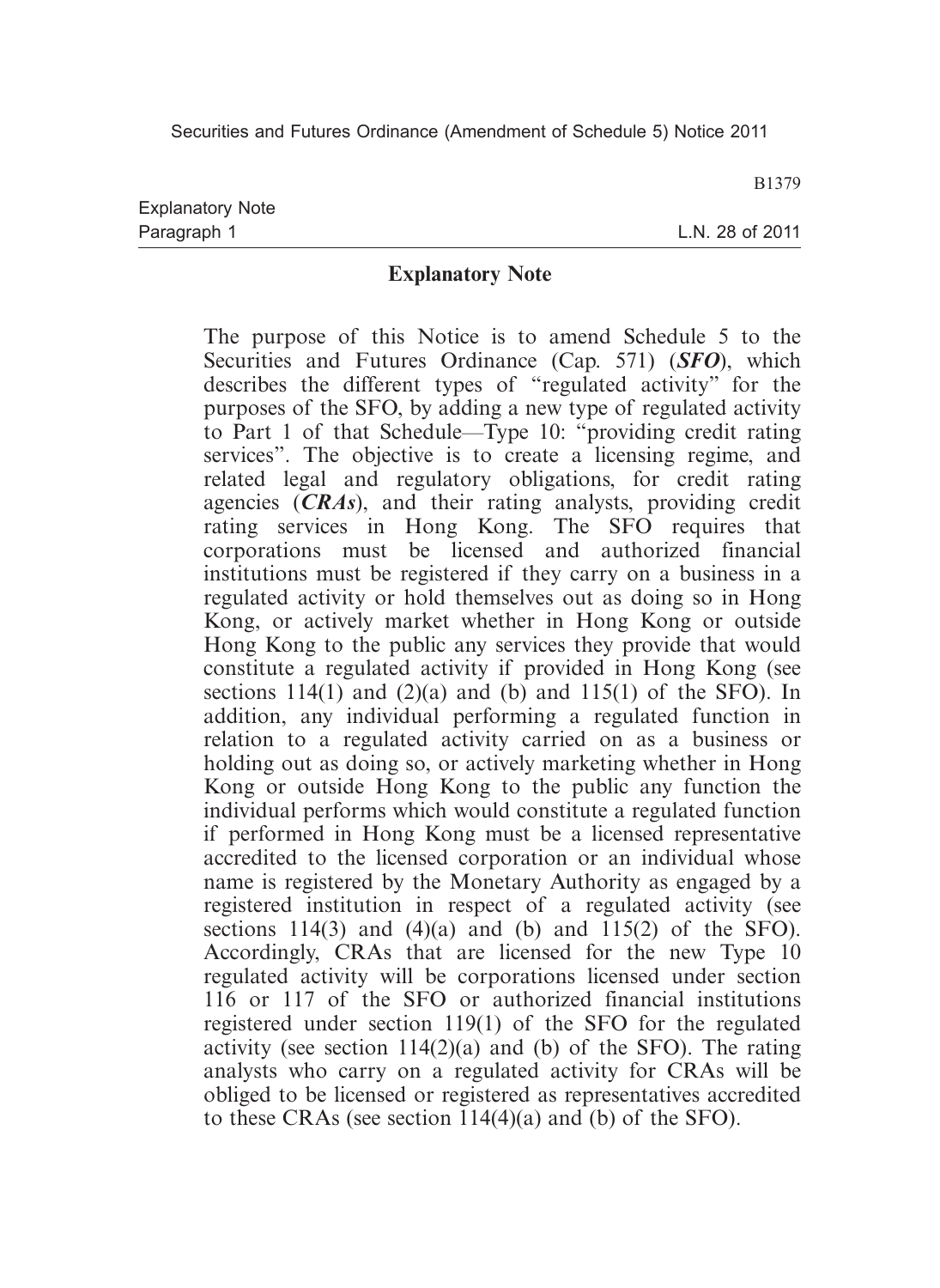## Explanatory Note

The purpose of this Notice is to amend Schedule 5 to the Securities and Futures Ordinance (Cap. 571) (***SFO***), which describes the different types of "regulated activity" for the purposes of the SFO, by adding a new type of regulated activity to Part 1 of that Schedule—Type 10: "providing credit rating services". The objective is to create a licensing regime, and related legal and regulatory obligations, for credit rating agencies (***CRAs***), and their rating analysts, providing credit rating services in Hong Kong. The SFO requires that corporations must be licensed and authorized financial institutions must be registered if they carry on a business in a regulated activity or hold themselves out as doing so in Hong Kong, or actively market whether in Hong Kong or outside Hong Kong to the public any services they provide that would constitute a regulated activity if provided in Hong Kong (see sections 114(1) and (2)(a) and (b) and 115(1) of the SFO). In addition, any individual performing a regulated function in relation to a regulated activity carried on as a business or holding out as doing so, or actively marketing whether in Hong Kong or outside Hong Kong to the public any function the individual performs which would constitute a regulated function if performed in Hong Kong must be a licensed representative accredited to the licensed corporation or an individual whose name is registered by the Monetary Authority as engaged by a registered institution in respect of a regulated activity (see sections 114(3) and (4)(a) and (b) and 115(2) of the SFO). Accordingly, CRAs that are licensed for the new Type 10 regulated activity will be corporations licensed under section 116 or 117 of the SFO or authorized financial institutions registered under section 119(1) of the SFO for the regulated activity (see section 114(2)(a) and (b) of the SFO). The rating analysts who carry on a regulated activity for CRAs will be obliged to be licensed or registered as representatives accredited to these CRAs (see section 114(4)(a) and (b) of the SFO).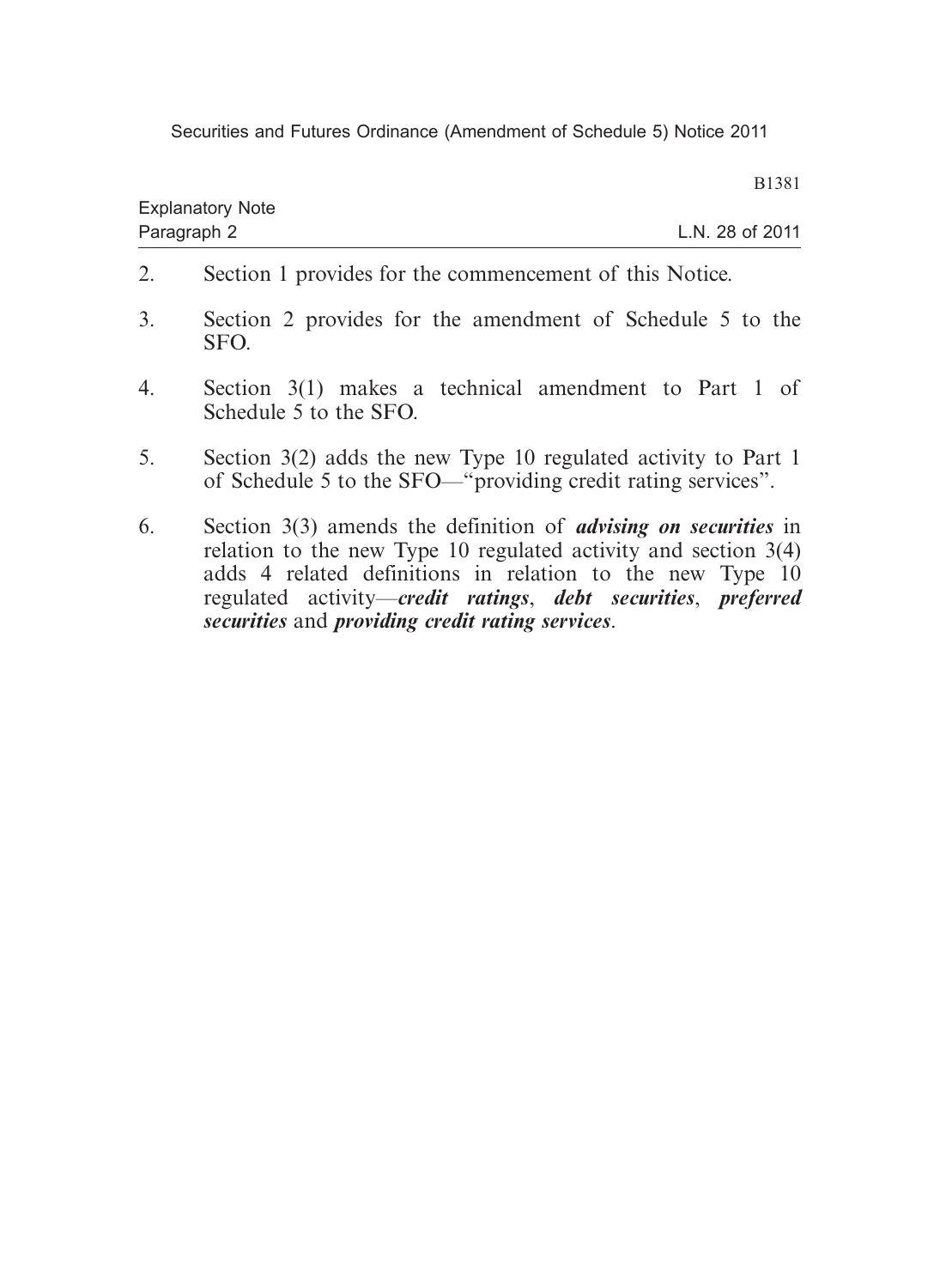2. Section 1 provides for the commencement of this Notice.

3. Section 2 provides for the amendment of Schedule 5 to the SFO.

4. Section 3(1) makes a technical amendment to Part 1 of Schedule 5 to the SFO.

5. Section 3(2) adds the new Type 10 regulated activity to Part 1 of Schedule 5 to the SFO—"providing credit rating services".

6. Section 3(3) amends the definition of ***advising on securities*** in relation to the new Type 10 regulated activity and section 3(4) adds 4 related definitions in relation to the new Type 10 regulated activity—***credit ratings***, ***debt securities***, ***preferred securities*** and ***providing credit rating services***.